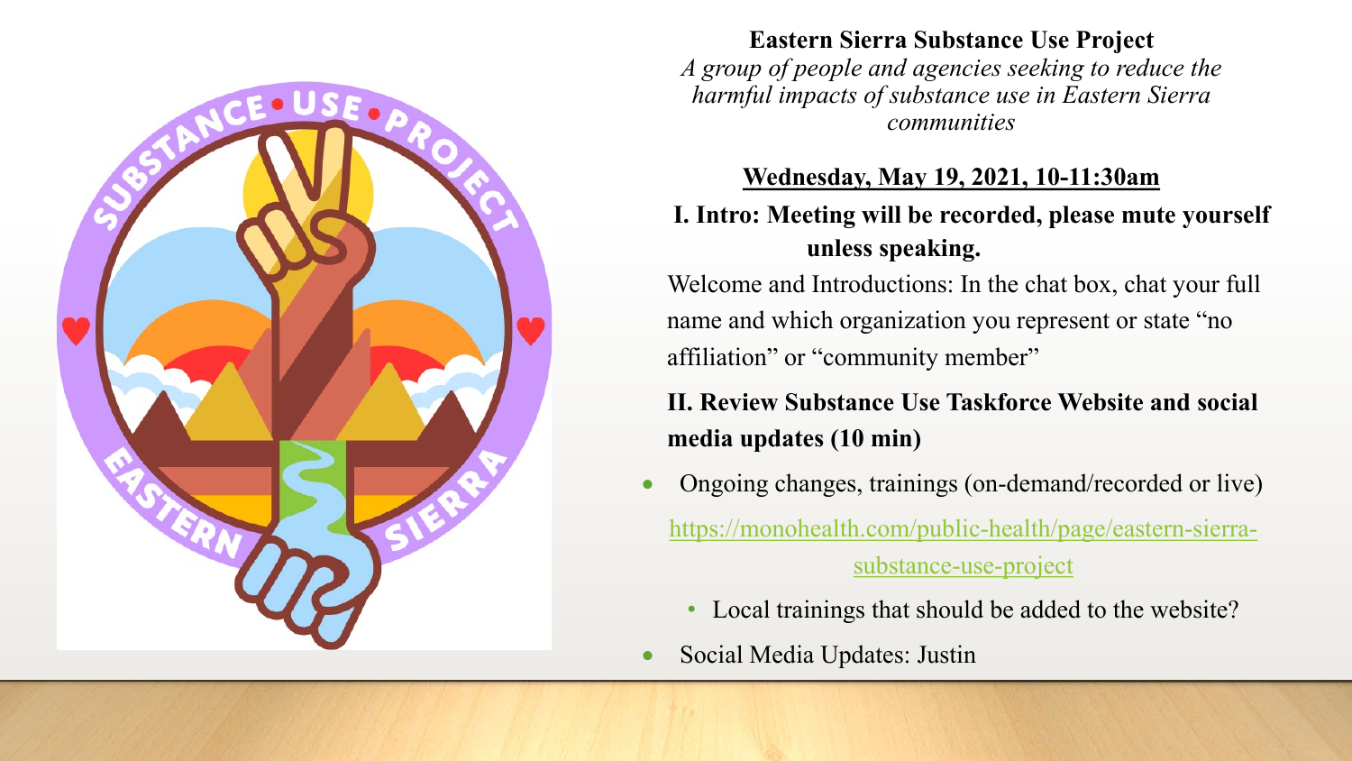**Eastern Sierra Substance Use Project**

*A group of people and agencies seeking to reduce the harmful impacts of substance use in Eastern Sierra communities*

**Wednesday, May 19, 2021, 10-11:30am**

**I. Intro: Meeting will be recorded, please mute yourself unless speaking.**

Welcome and Introductions: In the chat box, chat your full name and which organization you represent or state "no affiliation" or "community member"

**II. Review Substance Use Taskforce Website and social media updates (10 min)**

- Ongoing changes, trainings (on-demand/recorded or live)

  https://monohealth.com/public-health/page/eastern-sierra-substance-use-project

  - Local trainings that should be added to the website?
- Social Media Updates: Justin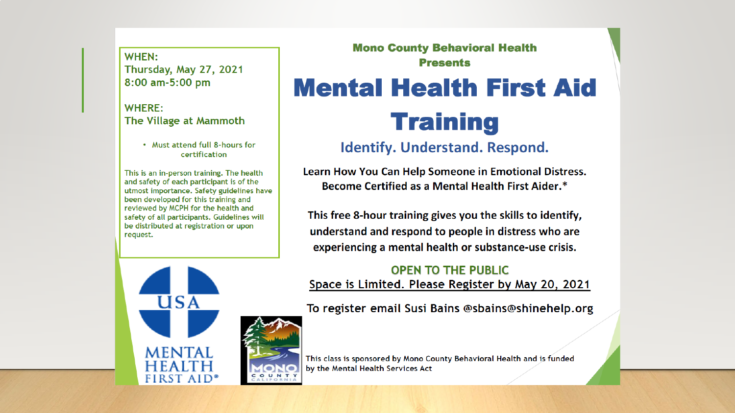**WHEN:**
**Thursday, May 27, 2021**
**8:00 am-5:00 pm**

**WHERE:**
**The Village at Mammoth**

- Must attend full 8-hours for certification

This is an in-person training. The health and safety of each participant is of the utmost importance. Safety guidelines have been developed for this training and reviewed by MCPH for the health and safety of all participants. Guidelines will be distributed at registration or upon request.

**Mono County Behavioral Health Presents**

# Mental Health First Aid Training

## Identify. Understand. Respond.

**Learn How You Can Help Someone in Emotional Distress.**
**Become Certified as a Mental Health First Aider.***

**This free 8-hour training gives you the skills to identify, understand and respond to people in distress who are experiencing a mental health or substance-use crisis.**

**OPEN TO THE PUBLIC**

Space is Limited. Please Register by May 20, 2021

To register email Susi Bains @sbains@shinehelp.org

USA MENTAL HEALTH FIRST AID®

MONO COUNTY CALIFORNIA

This class is sponsored by Mono County Behavioral Health and is funded by the Mental Health Services Act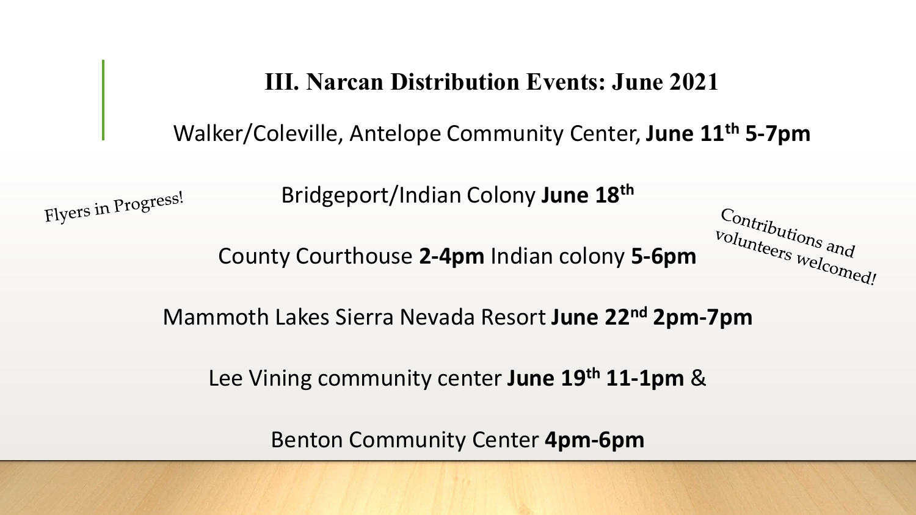## III. Narcan Distribution Events: June 2021

Walker/Coleville, Antelope Community Center, **June 11th 5-7pm**

Flyers in Progress!

Bridgeport/Indian Colony **June 18th**

County Courthouse **2-4pm** Indian colony **5-6pm**

Contributions and volunteers welcomed!

Mammoth Lakes Sierra Nevada Resort **June 22nd 2pm-7pm**

Lee Vining community center **June 19th 11-1pm** &

Benton Community Center **4pm-6pm**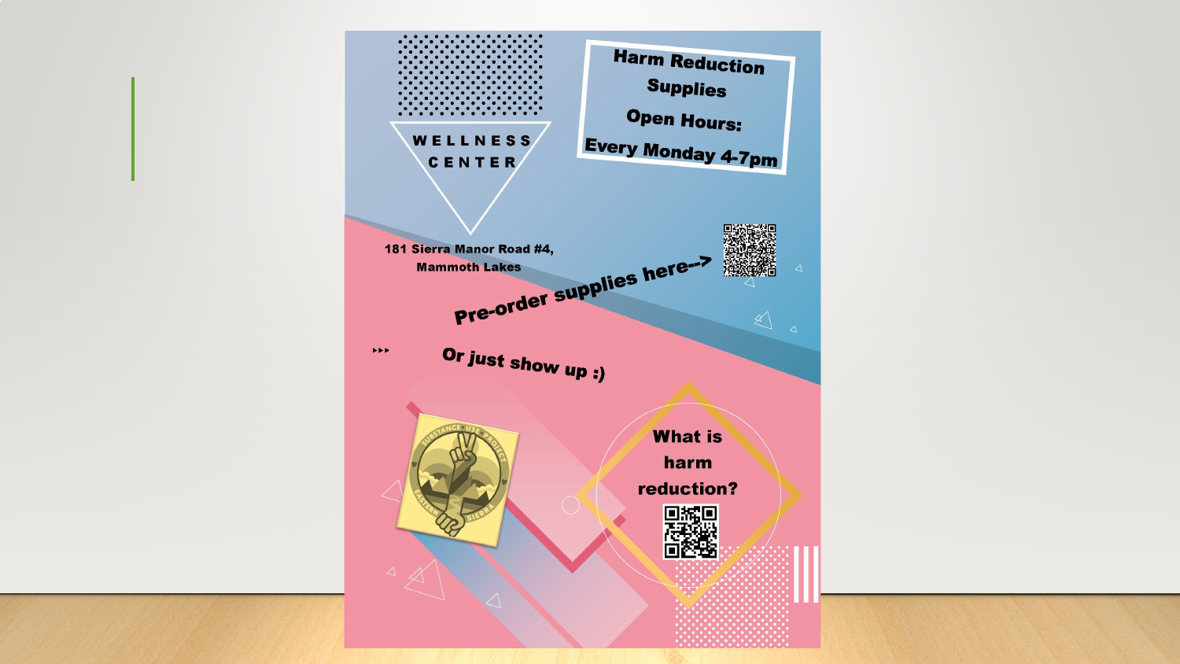WELLNESS CENTER

**Harm Reduction Supplies**

**Open Hours:**

**Every Monday 4-7pm**

**181 Sierra Manor Road #4, Mammoth Lakes**

**Pre-order supplies here-->**

**Or just show up :)**

SUBSTANCE USE PROJECT EASTERN SIERRA

**What is harm reduction?**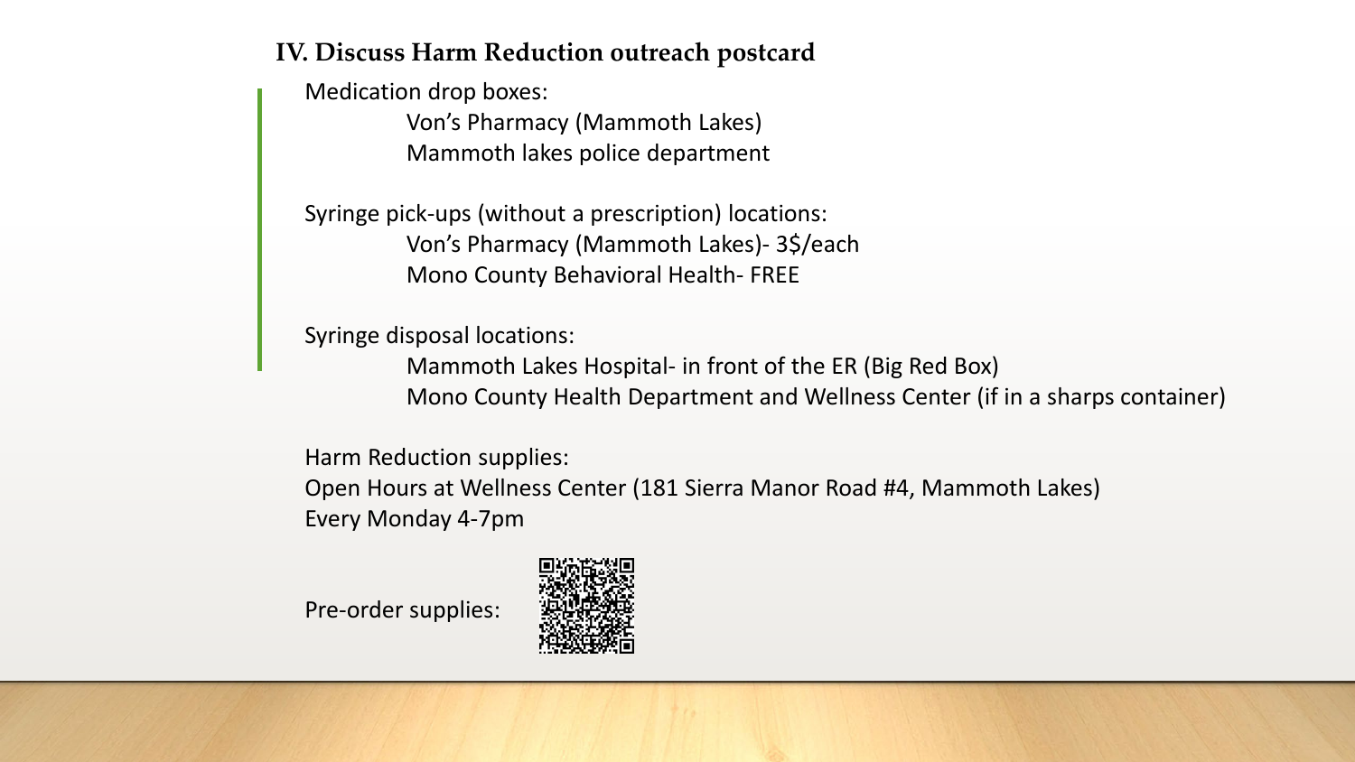## IV. Discuss Harm Reduction outreach postcard

Medication drop boxes:

- Von's Pharmacy (Mammoth Lakes)
- Mammoth lakes police department

Syringe pick-ups (without a prescription) locations:

- Von's Pharmacy (Mammoth Lakes)- 3$/each
- Mono County Behavioral Health- FREE

Syringe disposal locations:

- Mammoth Lakes Hospital- in front of the ER (Big Red Box)
- Mono County Health Department and Wellness Center (if in a sharps container)

Harm Reduction supplies:
Open Hours at Wellness Center (181 Sierra Manor Road #4, Mammoth Lakes)
Every Monday 4-7pm

Pre-order supplies: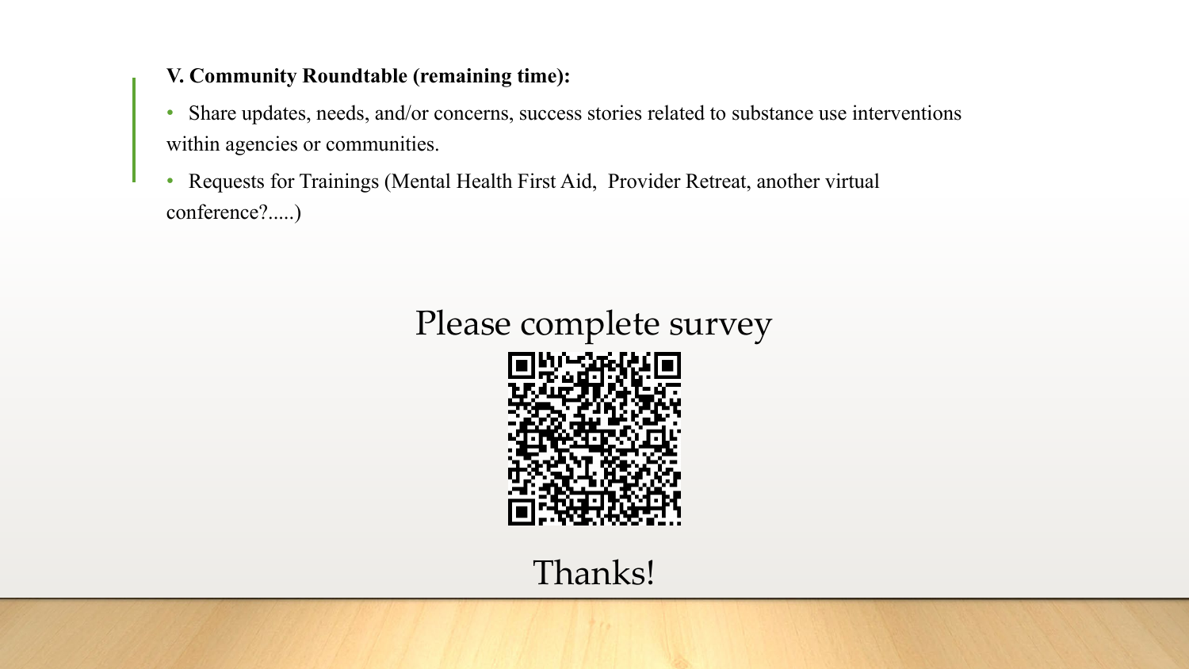**V. Community Roundtable (remaining time):**

- Share updates, needs, and/or concerns, success stories related to substance use interventions within agencies or communities.
- Requests for Trainings (Mental Health First Aid, Provider Retreat, another virtual conference?.....)

Please complete survey

Thanks!